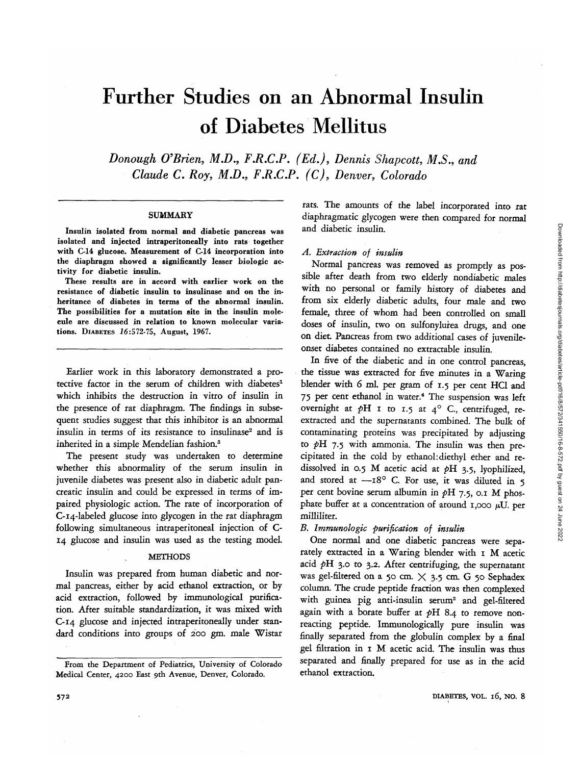# Further Studies on an Abnormal Insulin of Diabetes Mellitus

*Donough O'Brien, M.D., F.R.C.P. (Ed.), Dennis Shapcott, M.S., and Claude C. Roy, M.D., F.R.C.P. (C), Denver, Colorado*

## SUMMARY

**Insulin isolated from normal and diabetic pancreas was isolated and injected intraperitoneally into rats together with C-14 glucose. Measurement of C-14 incorporation into the diaphragm showed a significantly lesser biologic activity for diabetic insulin.**

**These results are in accord with earlier work on the resistance of diabetic insulin to insulinase and on the inheritance of diabetes in terms of the abnormal insulin. The possibilities for a mutation site in the insulin molecule are discussed in relation to known molecular variations.** DIABETES *16*:572-75, August, 1967.

Earlier work in this laboratory demonstrated a protective factor in the serum of children with diabetes[1] which inhibits the destruction in vitro of insulin in the presence of rat diaphragm. The findings in subsequent studies suggest that this inhibitor is an abnormal insulin in terms of its resistance to insulinase[2] and is inherited in a simple Mendelian fashion.[3]

The present study was undertaken to determine whether this abnormality of the serum insulin in juvenile diabetes was present also in diabetic adult pancreatic insulin and could be expressed in terms of impaired physiologic action. The rate of incorporation of C-14-labeled glucose into glycogen in the rat diaphragm following simultaneous intraperitoneal injection of C-14 glucose and insulin was used as the testing model.

## METHODS

Insulin was prepared from human diabetic and normal pancreas, either by acid ethanol extraction, or by acid extraction, followed by immunological purification. After suitable standardization, it was mixed with C-14 glucose and injected intraperitoneally under standard conditions into groups of 200 gm. male Wistar rats. The amounts of the label incorporated into rat diaphragmatic glycogen were then compared for normal and diabetic insulin.

### *A. Extraction of insulin*

Normal pancreas was removed as promptly as possible after death from two elderly nondiabetic males with no personal or family history of diabetes and from six elderly diabetic adults, four male and two female, three of whom had been controlled on small doses of insulin, two on sulfonylurea drugs, and one on diet. Pancreas from two additional cases of juvenile-onset diabetes contained no extractable insulin.

In five of the diabetic and in one control pancreas, the tissue was extracted for five minutes in a Waring blender with 6 ml. per gram of 1.5 per cent HCl and 75 per cent ethanol in water.[4] The suspension was left overnight at *p*H 1 to 1.5 at 4° C., centrifuged, re-extracted and the supernatants combined. The bulk of contaminating proteins was precipitated by adjusting to *p*H 7.5 with ammonia. The insulin was then precipitated in the cold by ethanol:diethyl ether and redissolved in 0.5 M acetic acid at *p*H 3.5, lyophilized, and stored at —18° C. For use, it was diluted in 5 per cent bovine serum albumin in *p*H 7.5, 0.1 M phosphate buffer at a concentration of around 1,000 $\mu$U. per milliliter.

### *B. Immunologic purification of insulin*

One normal and one diabetic pancreas were separately extracted in a Waring blender with 1 M acetic acid *p*H 3.0 to 3.2. After centrifuging, the supernatant was gel-filtered on a 50 cm. × 3.5 cm. G 50 Sephadex column. The crude peptide fraction was then complexed with guinea pig anti-insulin serum[2] and gel-filtered again with a borate buffer at *p*H 8.4 to remove non-reacting peptide. Immunologically pure insulin was finally separated from the globulin complex by a final gel filtration in 1 M acetic acid. The insulin was thus separated and finally prepared for use as in the acid ethanol extraction.

From the Department of Pediatrics, University of Colorado Medical Center, 4200 East 9th Avenue, Denver, Colorado.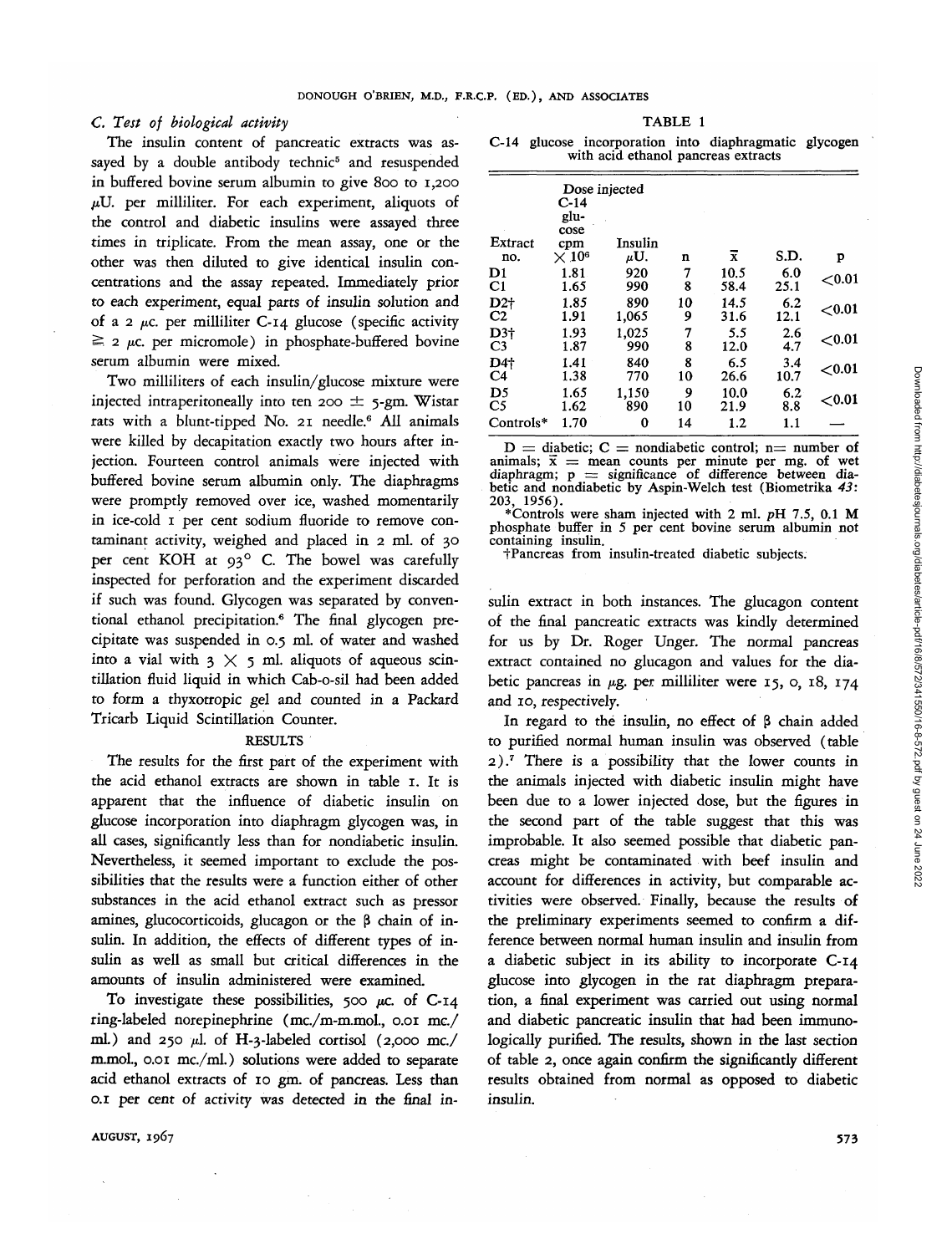### C. Test of biological activity

The insulin content of pancreatic extracts was assayed by a double antibody technic[5] and resuspended in buffered bovine serum albumin to give 800 to 1,200 μU. per milliliter. For each experiment, aliquots of the control and diabetic insulins were assayed three times in triplicate. From the mean assay, one or the other was then diluted to give identical insulin concentrations and the assay repeated. Immediately prior to each experiment, equal parts of insulin solution and of a 2 μc. per milliliter C-14 glucose (specific activity ≧ 2 μc. per micromole) in phosphate-buffered bovine serum albumin were mixed.

Two milliliters of each insulin/glucose mixture were injected intraperitoneally into ten 200 ± 5-gm. Wistar rats with a blunt-tipped No. 21 needle.[6] All animals were killed by decapitation exactly two hours after injection. Fourteen control animals were injected with buffered bovine serum albumin only. The diaphragms were promptly removed over ice, washed momentarily in ice-cold 1 per cent sodium fluoride to remove contaminant activity, weighed and placed in 2 ml. of 30 per cent KOH at 93° C. The bowel was carefully inspected for perforation and the experiment discarded if such was found. Glycogen was separated by conventional ethanol precipitation.[6] The final glycogen precipitate was suspended in 0.5 ml. of water and washed into a vial with 3 × 5 ml. aliquots of aqueous scintillation fluid liquid in which Cab-o-sil had been added to form a thyxotropic gel and counted in a Packard Tricarb Liquid Scintillation Counter.

## RESULTS

The results for the first part of the experiment with the acid ethanol extracts are shown in table 1. It is apparent that the influence of diabetic insulin on glucose incorporation into diaphragm glycogen was, in all cases, significantly less than for nondiabetic insulin. Nevertheless, it seemed important to exclude the possibilities that the results were a function either of other substances in the acid ethanol extract such as pressor amines, glucocorticoids, glucagon or the β chain of insulin. In addition, the effects of different types of insulin as well as small but critical differences in the amounts of insulin administered were examined.

To investigate these possibilities, 500 μc. of C-14 ring-labeled norepinephrine (mc./m-m.mol., 0.01 mc./ml.) and 250 μl. of H-3-labeled cortisol (2,000 mc./m.mol., 0.01 mc./ml.) solutions were added to separate acid ethanol extracts of 10 gm. of pancreas. Less than 0.1 per cent of activity was detected in the final insulin extract in both instances. The glucagon content of the final pancreatic extracts was kindly determined for us by Dr. Roger Unger. The normal pancreas extract contained no glucagon and values for the diabetic pancreas in μg. per milliliter were 15, 0, 18, 174 and 10, respectively.

In regard to the insulin, no effect of β chain added to purified normal human insulin was observed (table 2).[7] There is a possibility that the lower counts in the animals injected with diabetic insulin might have been due to a lower injected dose, but the figures in the second part of the table suggest that this was improbable. It also seemed possible that diabetic pancreas might be contaminated with beef insulin and account for differences in activity, but comparable activities were observed. Finally, because the results of the preliminary experiments seemed to confirm a difference between normal human insulin and insulin from a diabetic subject in its ability to incorporate C-14 glucose into glycogen in the rat diaphragm preparation, a final experiment was carried out using normal and diabetic pancreatic insulin that had been immunologically purified. The results, shown in the last section of table 2, once again confirm the significantly different results obtained from normal as opposed to diabetic insulin.

TABLE 1

C-14 glucose incorporation into diaphragmatic glycogen with acid ethanol pancreas extracts

| Extract no. | Dose injected C-14 glucose cpm × $10^6$ | Insulin μU. | n | $\bar{x}$ | S.D. | p |
|---|---|---|---|---|---|---|
| D1 | 1.81 | 920 | 7 | 10.5 | 6.0 | <0.01 |
| C1 | 1.65 | 990 | 8 | 58.4 | 25.1 | |
| D2† | 1.85 | 890 | 10 | 14.5 | 6.2 | <0.01 |
| C2 | 1.91 | 1,065 | 9 | 31.6 | 12.1 | |
| D3† | 1.93 | 1,025 | 7 | 5.5 | 2.6 | <0.01 |
| C3 | 1.87 | 990 | 8 | 12.0 | 4.7 | |
| D4† | 1.41 | 840 | 8 | 6.5 | 3.4 | <0.01 |
| C4 | 1.38 | 770 | 10 | 26.6 | 10.7 | |
| D5 | 1.65 | 1,150 | 9 | 10.0 | 6.2 | <0.01 |
| C5 | 1.62 | 890 | 10 | 21.9 | 8.8 | |
| Controls* | 1.70 | 0 | 14 | 1.2 | 1.1 | — |

D = diabetic; C = nondiabetic control; n = number of animals; $\bar{x}$ = mean counts per minute per mg. of wet diaphragm; p = significance of difference between diabetic and nondiabetic by Aspin-Welch test (Biometrika *43*: 203, 1956).

*Controls were sham injected with 2 ml. pH 7.5, 0.1 M phosphate buffer in 5 per cent bovine serum albumin not containing insulin.

†Pancreas from insulin-treated diabetic subjects.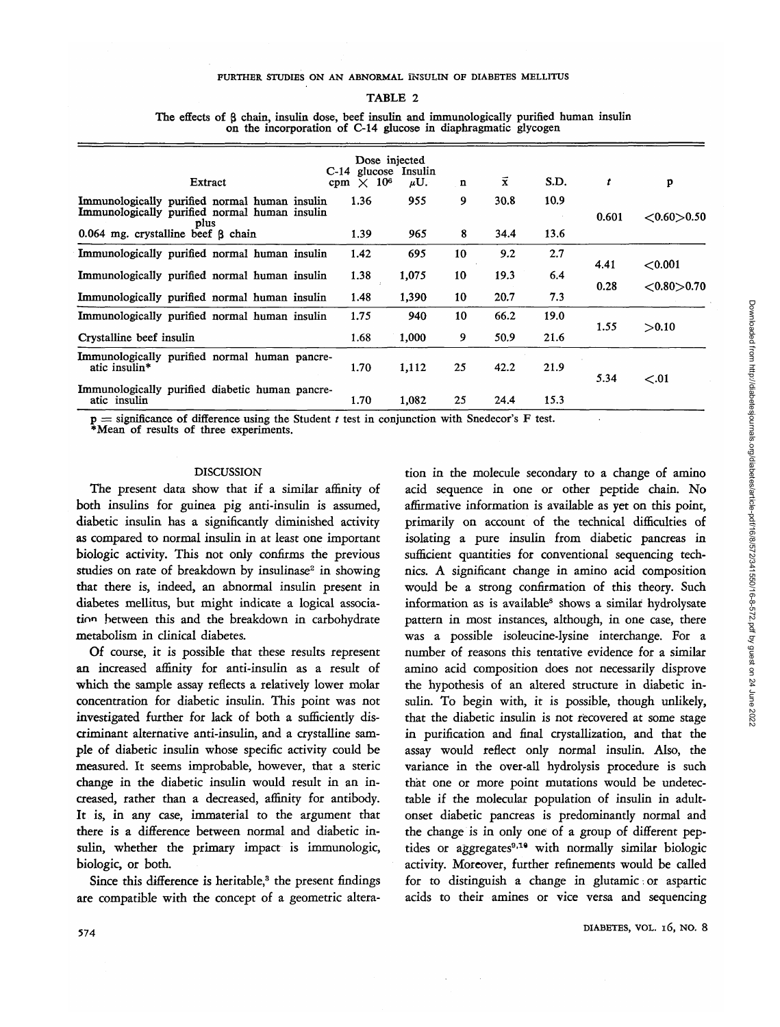TABLE 2

The effects of β chain, insulin dose, beef insulin and immunologically purified human insulin on the incorporation of C-14 glucose in diaphragmatic glycogen

| Extract | Dose injected C-14 glucose cpm $\times 10^6$ | Insulin $\mu$U. | n | $\bar{x}$ | S.D. | $t$ | p |
|---|---|---|---|---|---|---|---|
| Immunologically purified normal human insulin | 1.36 | 955 | 9 | 30.8 | 10.9 | 0.601 | <0.60>0.50 |
| Immunologically purified normal human insulin plus 0.064 mg. crystalline beef β chain | 1.39 | 965 | 8 | 34.4 | 13.6 | | |
| Immunologically purified normal human insulin | 1.42 | 695 | 10 | 9.2 | 2.7 | 4.41 | <0.001 |
| Immunologically purified normal human insulin | 1.38 | 1,075 | 10 | 19.3 | 6.4 | 0.28 | <0.80>0.70 |
| Immunologically purified normal human insulin | 1.48 | 1,390 | 10 | 20.7 | 7.3 | | |
| Immunologically purified normal human insulin | 1.75 | 940 | 10 | 66.2 | 19.0 | 1.55 | >0.10 |
| Crystalline beef insulin | 1.68 | 1,000 | 9 | 50.9 | 21.6 | | |
| Immunologically purified normal human pancreatic insulin* | 1.70 | 1,112 | 25 | 42.2 | 21.9 | 5.34 | <.01 |
| Immunologically purified diabetic human pancreatic insulin | 1.70 | 1,082 | 25 | 24.4 | 15.3 | | |

p = significance of difference using the Student $t$ test in conjunction with Snedecor's F test.
*Mean of results of three experiments.

## DISCUSSION

The present data show that if a similar affinity of both insulins for guinea pig anti-insulin is assumed, diabetic insulin has a significantly diminished activity as compared to normal insulin in at least one important biologic activity. This not only confirms the previous studies on rate of breakdown by insulinase[2] in showing that there is, indeed, an abnormal insulin present in diabetes mellitus, but might indicate a logical association between this and the breakdown in carbohydrate metabolism in clinical diabetes.

Of course, it is possible that these results represent an increased affinity for anti-insulin as a result of which the sample assay reflects a relatively lower molar concentration for diabetic insulin. This point was not investigated further for lack of both a sufficiently discriminant alternative anti-insulin, and a crystalline sample of diabetic insulin whose specific activity could be measured. It seems improbable, however, that a steric change in the diabetic insulin would result in an increased, rather than a decreased, affinity for antibody. It is, in any case, immaterial to the argument that there is a difference between normal and diabetic insulin, whether the primary impact is immunologic, biologic, or both.

Since this difference is heritable,[3] the present findings are compatible with the concept of a geometric alteration in the molecule secondary to a change of amino acid sequence in one or other peptide chain. No affirmative information is available as yet on this point, primarily on account of the technical difficulties of isolating a pure insulin from diabetic pancreas in sufficient quantities for conventional sequencing technics. A significant change in amino acid composition would be a strong confirmation of this theory. Such information as is available[8] shows a similar hydrolysate pattern in most instances, although, in one case, there was a possible isoleucine-lysine interchange. For a number of reasons this tentative evidence for a similar amino acid composition does not necessarily disprove the hypothesis of an altered structure in diabetic insulin. To begin with, it is possible, though unlikely, that the diabetic insulin is not recovered at some stage in purification and final crystallization, and that the assay would reflect only normal insulin. Also, the variance in the over-all hydrolysis procedure is such that one or more point mutations would be undetectable if the molecular population of insulin in adult-onset diabetic pancreas is predominantly normal and the change is in only one of a group of different peptides or aggregates[9,10] with normally similar biologic activity. Moreover, further refinements would be called for to distinguish a change in glutamic or aspartic acids to their amines or vice versa and sequencing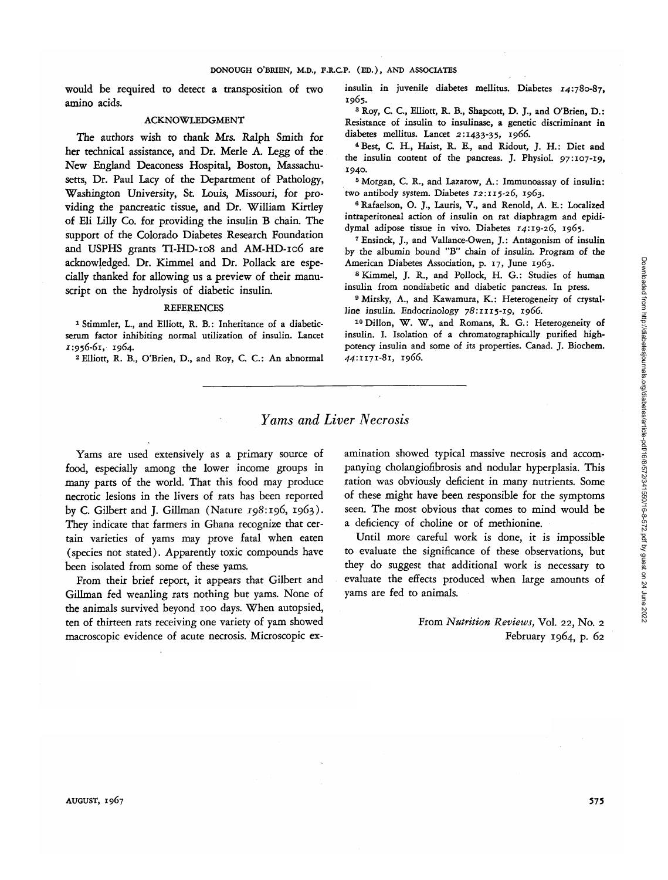would be required to detect a transposition of two amino acids.

## ACKNOWLEDGMENT

The authors wish to thank Mrs. Ralph Smith for her technical assistance, and Dr. Merle A. Legg of the New England Deaconess Hospital, Boston, Massachusetts, Dr. Paul Lacy of the Department of Pathology, Washington University, St. Louis, Missouri, for providing the pancreatic tissue, and Dr. William Kirtley of Eli Lilly Co. for providing the insulin B chain. The support of the Colorado Diabetes Research Foundation and USPHS grants TI-HD-108 and AM-HD-106 are acknowledged. Dr. Kimmel and Dr. Pollack are especially thanked for allowing us a preview of their manuscript on the hydrolysis of diabetic insulin.

## REFERENCES

[1] Stimmler, L., and Elliott, R. B.: Inheritance of a diabetic-serum factor inhibiting normal utilization of insulin. Lancet *1*:956-61, 1964.

[2] Elliott, R. B., O'Brien, D., and Roy, C. C.: An abnormal insulin in juvenile diabetes mellitus. Diabetes *14*:780-87, 1965.

[3] Roy, C. C., Elliott, R. B., Shapcott, D. J., and O'Brien, D.: Resistance of insulin to insulinase, a genetic discriminant in diabetes mellitus. Lancet *2*:1433-35, 1966.

[4] Best, C. H., Haist, R. E., and Ridout, J. H.: Diet and the insulin content of the pancreas. J. Physiol. *97*:107-19, 1940.

[5] Morgan, C. R., and Lazarow, A.: Immunoassay of insulin: two antibody system. Diabetes *12*:115-26, 1963.

[6] Rafaelson, O. J., Lauris, V., and Renold, A. E.: Localized intraperitoneal action of insulin on rat diaphragm and epididymal adipose tissue in vivo. Diabetes *14*:19-26, 1965.

[7] Ensinck, J., and Vallance-Owen, J.: Antagonism of insulin by the albumin bound "B" chain of insulin. Program of the American Diabetes Association, p. 17, June 1963.

[8] Kimmel, J. R., and Pollock, H. G.: Studies of human insulin from nondiabetic and diabetic pancreas. In press.

[9] Mirsky, A., and Kawamura, K.: Heterogeneity of crystalline insulin. Endocrinology *78*:1115-19, 1966.

[10] Dillon, W. W., and Romans, R. G.: Heterogeneity of insulin. I. Isolation of a chromatographically purified high-potency insulin and some of its properties. Canad. J. Biochem. *44*:1171-81, 1966.

---

# *Yams and Liver Necrosis*

Yams are used extensively as a primary source of food, especially among the lower income groups in many parts of the world. That this food may produce necrotic lesions in the livers of rats has been reported by C. Gilbert and J. Gillman (Nature *198*:196, 1963). They indicate that farmers in Ghana recognize that certain varieties of yams may prove fatal when eaten (species not stated). Apparently toxic compounds have been isolated from some of these yams.

From their brief report, it appears that Gilbert and Gillman fed weanling rats nothing but yams. None of the animals survived beyond 100 days. When autopsied, ten of thirteen rats receiving one variety of yam showed macroscopic evidence of acute necrosis. Microscopic examination showed typical massive necrosis and accompanying cholangiofibrosis and nodular hyperplasia. This ration was obviously deficient in many nutrients. Some of these might have been responsible for the symptoms seen. The most obvious that comes to mind would be a deficiency of choline or of methionine.

Until more careful work is done, it is impossible to evaluate the significance of these observations, but they do suggest that additional work is necessary to evaluate the effects produced when large amounts of yams are fed to animals.

From *Nutrition Reviews*, Vol. 22, No. 2
February 1964, p. 62